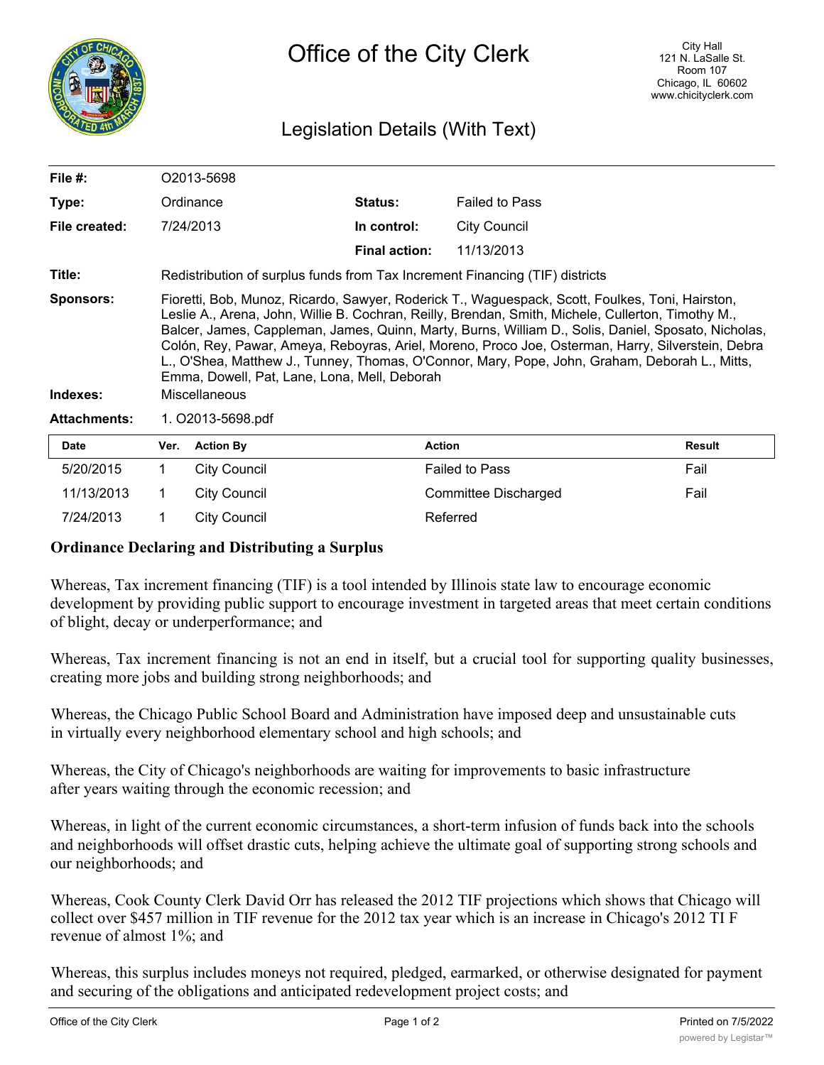# Office of the City Clerk

City Hall
121 N. LaSalle St.
Room 107
Chicago, IL 60602
www.chicityclerk.com

## Legislation Details (With Text)

| | | | |
|---|---|---|---|
| **File #:** | O2013-5698 | | |
| **Type:** | Ordinance | **Status:** | Failed to Pass |
| **File created:** | 7/24/2013 | **In control:** | City Council |
| | | **Final action:** | 11/13/2013 |
| **Title:** | Redistribution of surplus funds from Tax Increment Financing (TIF) districts | | |
| **Sponsors:** | Fioretti, Bob, Munoz, Ricardo, Sawyer, Roderick T., Waguespack, Scott, Foulkes, Toni, Hairston, Leslie A., Arena, John, Willie B. Cochran, Reilly, Brendan, Smith, Michele, Cullerton, Timothy M., Balcer, James, Cappleman, James, Quinn, Marty, Burns, William D., Solis, Daniel, Sposato, Nicholas, Colón, Rey, Pawar, Ameya, Reboyras, Ariel, Moreno, Proco Joe, Osterman, Harry, Silverstein, Debra L., O'Shea, Matthew J., Tunney, Thomas, O'Connor, Mary, Pope, John, Graham, Deborah L., Mitts, Emma, Dowell, Pat, Lane, Lona, Mell, Deborah | | |
| **Indexes:** | Miscellaneous | | |
| **Attachments:** | 1. O2013-5698.pdf | | |

| Date | Ver. | Action By | Action | Result |
|---|---|---|---|---|
| 5/20/2015 | 1 | City Council | Failed to Pass | Fail |
| 11/13/2013 | 1 | City Council | Committee Discharged | Fail |
| 7/24/2013 | 1 | City Council | Referred | |

**Ordinance Declaring and Distributing a Surplus**

Whereas, Tax increment financing (TIF) is a tool intended by Illinois state law to encourage economic development by providing public support to encourage investment in targeted areas that meet certain conditions of blight, decay or underperformance; and

Whereas, Tax increment financing is not an end in itself, but a crucial tool for supporting quality businesses, creating more jobs and building strong neighborhoods; and

Whereas, the Chicago Public School Board and Administration have imposed deep and unsustainable cuts in virtually every neighborhood elementary school and high schools; and

Whereas, the City of Chicago's neighborhoods are waiting for improvements to basic infrastructure after years waiting through the economic recession; and

Whereas, in light of the current economic circumstances, a short-term infusion of funds back into the schools and neighborhoods will offset drastic cuts, helping achieve the ultimate goal of supporting strong schools and our neighborhoods; and

Whereas, Cook County Clerk David Orr has released the 2012 TIF projections which shows that Chicago will collect over $457 million in TIF revenue for the 2012 tax year which is an increase in Chicago's 2012 TI F revenue of almost 1%; and

Whereas, this surplus includes moneys not required, pledged, earmarked, or otherwise designated for payment and securing of the obligations and anticipated redevelopment project costs; and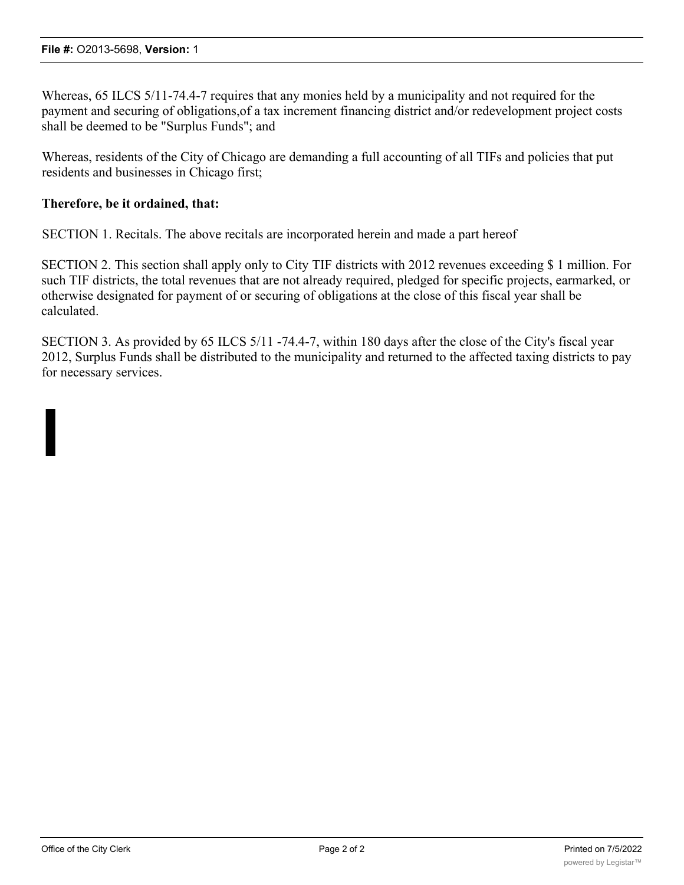Whereas, 65 ILCS 5/11-74.4-7 requires that any monies held by a municipality and not required for the payment and securing of obligations,of a tax increment financing district and/or redevelopment project costs shall be deemed to be "Surplus Funds"; and

Whereas, residents of the City of Chicago are demanding a full accounting of all TIFs and policies that put residents and businesses in Chicago first;

**Therefore, be it ordained, that:**

SECTION 1. Recitals. The above recitals are incorporated herein and made a part hereof

SECTION 2. This section shall apply only to City TIF districts with 2012 revenues exceeding $ 1 million. For such TIF districts, the total revenues that are not already required, pledged for specific projects, earmarked, or otherwise designated for payment of or securing of obligations at the close of this fiscal year shall be calculated.

SECTION 3. As provided by 65 ILCS 5/11 -74.4-7, within 180 days after the close of the City's fiscal year 2012, Surplus Funds shall be distributed to the municipality and returned to the affected taxing districts to pay for necessary services.